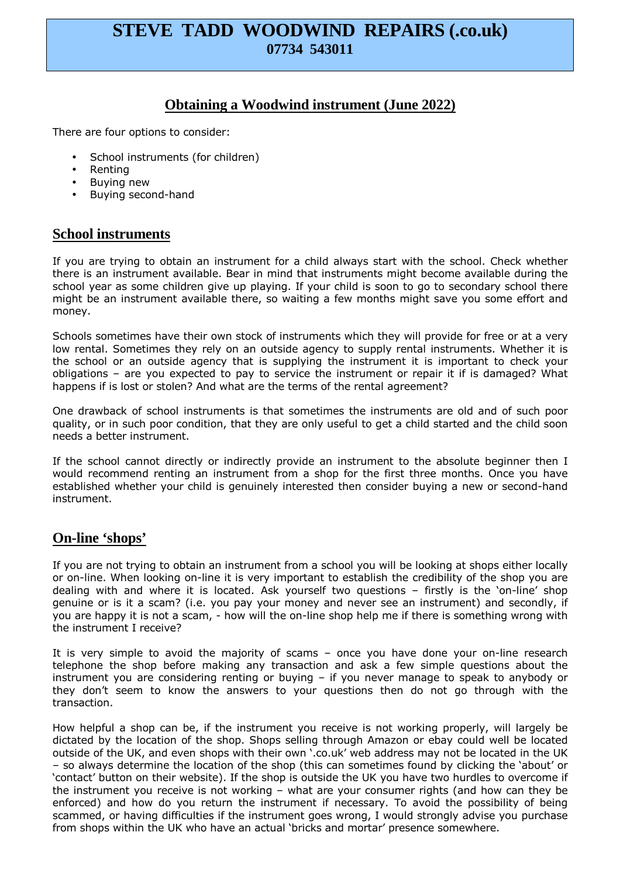# STEVE TADD WOODWIND REPAIRS (.co.uk)

**07734 543011**

## Obtaining a Woodwind instrument (June 2022)

There are four options to consider:

- School instruments (for children)
- Renting
- Buying new
- Buying second-hand

## School instruments

If you are trying to obtain an instrument for a child always start with the school. Check whether there is an instrument available. Bear in mind that instruments might become available during the school year as some children give up playing. If your child is soon to go to secondary school there might be an instrument available there, so waiting a few months might save you some effort and money.

Schools sometimes have their own stock of instruments which they will provide for free or at a very low rental. Sometimes they rely on an outside agency to supply rental instruments. Whether it is the school or an outside agency that is supplying the instrument it is important to check your obligations – are you expected to pay to service the instrument or repair it if is damaged? What happens if is lost or stolen? And what are the terms of the rental agreement?

One drawback of school instruments is that sometimes the instruments are old and of such poor quality, or in such poor condition, that they are only useful to get a child started and the child soon needs a better instrument.

If the school cannot directly or indirectly provide an instrument to the absolute beginner then I would recommend renting an instrument from a shop for the first three months. Once you have established whether your child is genuinely interested then consider buying a new or second-hand instrument.

## On-line 'shops'

If you are not trying to obtain an instrument from a school you will be looking at shops either locally or on-line. When looking on-line it is very important to establish the credibility of the shop you are dealing with and where it is located. Ask yourself two questions – firstly is the 'on-line' shop genuine or is it a scam? (i.e. you pay your money and never see an instrument) and secondly, if you are happy it is not a scam, - how will the on-line shop help me if there is something wrong with the instrument I receive?

It is very simple to avoid the majority of scams – once you have done your on-line research telephone the shop before making any transaction and ask a few simple questions about the instrument you are considering renting or buying – if you never manage to speak to anybody or they don't seem to know the answers to your questions then do not go through with the transaction.

How helpful a shop can be, if the instrument you receive is not working properly, will largely be dictated by the location of the shop. Shops selling through Amazon or ebay could well be located outside of the UK, and even shops with their own '.co.uk' web address may not be located in the UK – so always determine the location of the shop (this can sometimes found by clicking the 'about' or 'contact' button on their website). If the shop is outside the UK you have two hurdles to overcome if the instrument you receive is not working – what are your consumer rights (and how can they be enforced) and how do you return the instrument if necessary. To avoid the possibility of being scammed, or having difficulties if the instrument goes wrong, I would strongly advise you purchase from shops within the UK who have an actual 'bricks and mortar' presence somewhere.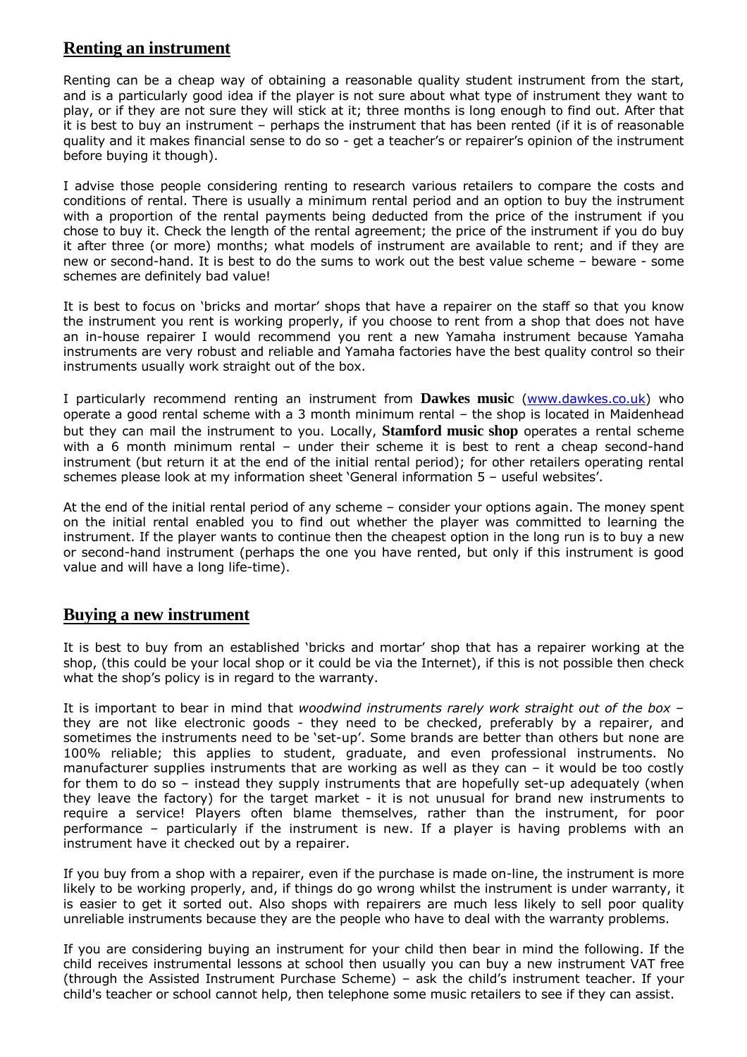## Renting an instrument

Renting can be a cheap way of obtaining a reasonable quality student instrument from the start, and is a particularly good idea if the player is not sure about what type of instrument they want to play, or if they are not sure they will stick at it; three months is long enough to find out. After that it is best to buy an instrument – perhaps the instrument that has been rented (if it is of reasonable quality and it makes financial sense to do so - get a teacher's or repairer's opinion of the instrument before buying it though).

I advise those people considering renting to research various retailers to compare the costs and conditions of rental. There is usually a minimum rental period and an option to buy the instrument with a proportion of the rental payments being deducted from the price of the instrument if you chose to buy it. Check the length of the rental agreement; the price of the instrument if you do buy it after three (or more) months; what models of instrument are available to rent; and if they are new or second-hand. It is best to do the sums to work out the best value scheme – beware - some schemes are definitely bad value!

It is best to focus on 'bricks and mortar' shops that have a repairer on the staff so that you know the instrument you rent is working properly, if you choose to rent from a shop that does not have an in-house repairer I would recommend you rent a new Yamaha instrument because Yamaha instruments are very robust and reliable and Yamaha factories have the best quality control so their instruments usually work straight out of the box.

I particularly recommend renting an instrument from **Dawkes music** (www.dawkes.co.uk) who operate a good rental scheme with a 3 month minimum rental – the shop is located in Maidenhead but they can mail the instrument to you. Locally, **Stamford music shop** operates a rental scheme with a 6 month minimum rental – under their scheme it is best to rent a cheap second-hand instrument (but return it at the end of the initial rental period); for other retailers operating rental schemes please look at my information sheet 'General information 5 – useful websites'.

At the end of the initial rental period of any scheme – consider your options again. The money spent on the initial rental enabled you to find out whether the player was committed to learning the instrument. If the player wants to continue then the cheapest option in the long run is to buy a new or second-hand instrument (perhaps the one you have rented, but only if this instrument is good value and will have a long life-time).

## Buying a new instrument

It is best to buy from an established 'bricks and mortar' shop that has a repairer working at the shop, (this could be your local shop or it could be via the Internet), if this is not possible then check what the shop's policy is in regard to the warranty.

It is important to bear in mind that *woodwind instruments rarely work straight out of the box* – they are not like electronic goods - they need to be checked, preferably by a repairer, and sometimes the instruments need to be 'set-up'. Some brands are better than others but none are 100% reliable; this applies to student, graduate, and even professional instruments. No manufacturer supplies instruments that are working as well as they can – it would be too costly for them to do so – instead they supply instruments that are hopefully set-up adequately (when they leave the factory) for the target market - it is not unusual for brand new instruments to require a service! Players often blame themselves, rather than the instrument, for poor performance – particularly if the instrument is new. If a player is having problems with an instrument have it checked out by a repairer.

If you buy from a shop with a repairer, even if the purchase is made on-line, the instrument is more likely to be working properly, and, if things do go wrong whilst the instrument is under warranty, it is easier to get it sorted out. Also shops with repairers are much less likely to sell poor quality unreliable instruments because they are the people who have to deal with the warranty problems.

If you are considering buying an instrument for your child then bear in mind the following. If the child receives instrumental lessons at school then usually you can buy a new instrument VAT free (through the Assisted Instrument Purchase Scheme) – ask the child's instrument teacher. If your child's teacher or school cannot help, then telephone some music retailers to see if they can assist.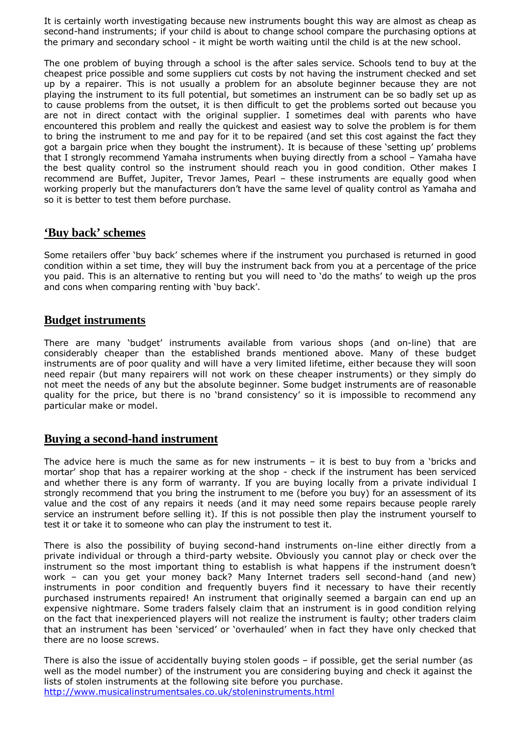It is certainly worth investigating because new instruments bought this way are almost as cheap as second-hand instruments; if your child is about to change school compare the purchasing options at the primary and secondary school - it might be worth waiting until the child is at the new school.

The one problem of buying through a school is the after sales service. Schools tend to buy at the cheapest price possible and some suppliers cut costs by not having the instrument checked and set up by a repairer. This is not usually a problem for an absolute beginner because they are not playing the instrument to its full potential, but sometimes an instrument can be so badly set up as to cause problems from the outset, it is then difficult to get the problems sorted out because you are not in direct contact with the original supplier. I sometimes deal with parents who have encountered this problem and really the quickest and easiest way to solve the problem is for them to bring the instrument to me and pay for it to be repaired (and set this cost against the fact they got a bargain price when they bought the instrument). It is because of these 'setting up' problems that I strongly recommend Yamaha instruments when buying directly from a school – Yamaha have the best quality control so the instrument should reach you in good condition. Other makes I recommend are Buffet, Jupiter, Trevor James, Pearl – these instruments are equally good when working properly but the manufacturers don't have the same level of quality control as Yamaha and so it is better to test them before purchase.

## 'Buy back' schemes

Some retailers offer 'buy back' schemes where if the instrument you purchased is returned in good condition within a set time, they will buy the instrument back from you at a percentage of the price you paid. This is an alternative to renting but you will need to 'do the maths' to weigh up the pros and cons when comparing renting with 'buy back'.

## Budget instruments

There are many 'budget' instruments available from various shops (and on-line) that are considerably cheaper than the established brands mentioned above. Many of these budget instruments are of poor quality and will have a very limited lifetime, either because they will soon need repair (but many repairers will not work on these cheaper instruments) or they simply do not meet the needs of any but the absolute beginner. Some budget instruments are of reasonable quality for the price, but there is no 'brand consistency' so it is impossible to recommend any particular make or model.

## Buying a second-hand instrument

The advice here is much the same as for new instruments – it is best to buy from a 'bricks and mortar' shop that has a repairer working at the shop - check if the instrument has been serviced and whether there is any form of warranty. If you are buying locally from a private individual I strongly recommend that you bring the instrument to me (before you buy) for an assessment of its value and the cost of any repairs it needs (and it may need some repairs because people rarely service an instrument before selling it). If this is not possible then play the instrument yourself to test it or take it to someone who can play the instrument to test it.

There is also the possibility of buying second-hand instruments on-line either directly from a private individual or through a third-party website. Obviously you cannot play or check over the instrument so the most important thing to establish is what happens if the instrument doesn't work – can you get your money back? Many Internet traders sell second-hand (and new) instruments in poor condition and frequently buyers find it necessary to have their recently purchased instruments repaired! An instrument that originally seemed a bargain can end up an expensive nightmare. Some traders falsely claim that an instrument is in good condition relying on the fact that inexperienced players will not realize the instrument is faulty; other traders claim that an instrument has been 'serviced' or 'overhauled' when in fact they have only checked that there are no loose screws.

There is also the issue of accidentally buying stolen goods – if possible, get the serial number (as well as the model number) of the instrument you are considering buying and check it against the lists of stolen instruments at the following site before you purchase.
http://www.musicalinstrumentsales.co.uk/stoleninstruments.html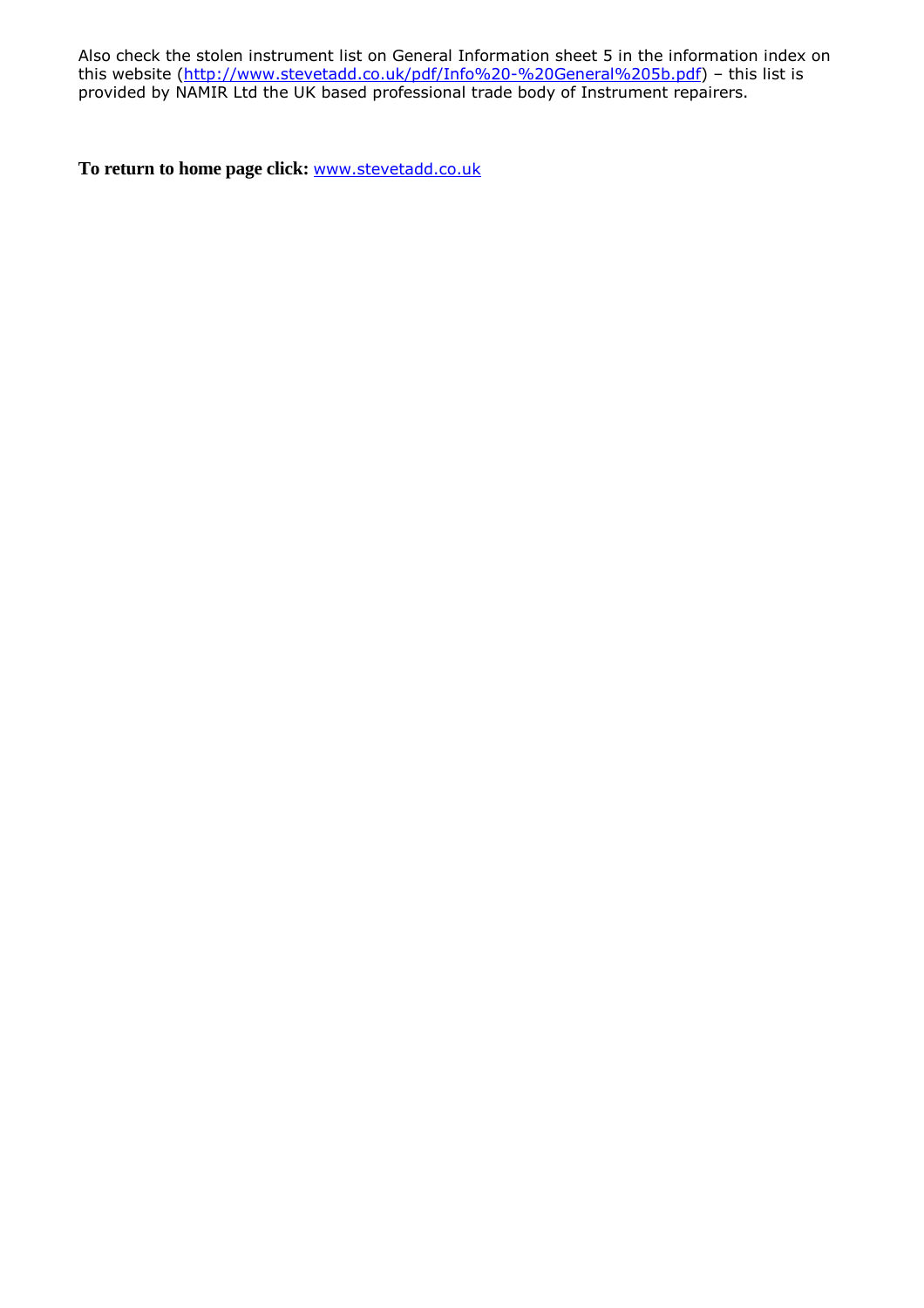Also check the stolen instrument list on General Information sheet 5 in the information index on this website ([http://www.stevetadd.co.uk/pdf/Info%20-%20General%205b.pdf](http://www.stevetadd.co.uk/pdf/Info%20-%20General%205b.pdf)) – this list is provided by NAMIR Ltd the UK based professional trade body of Instrument repairers.

**To return to home page click:** [www.stevetadd.co.uk](http://www.stevetadd.co.uk)